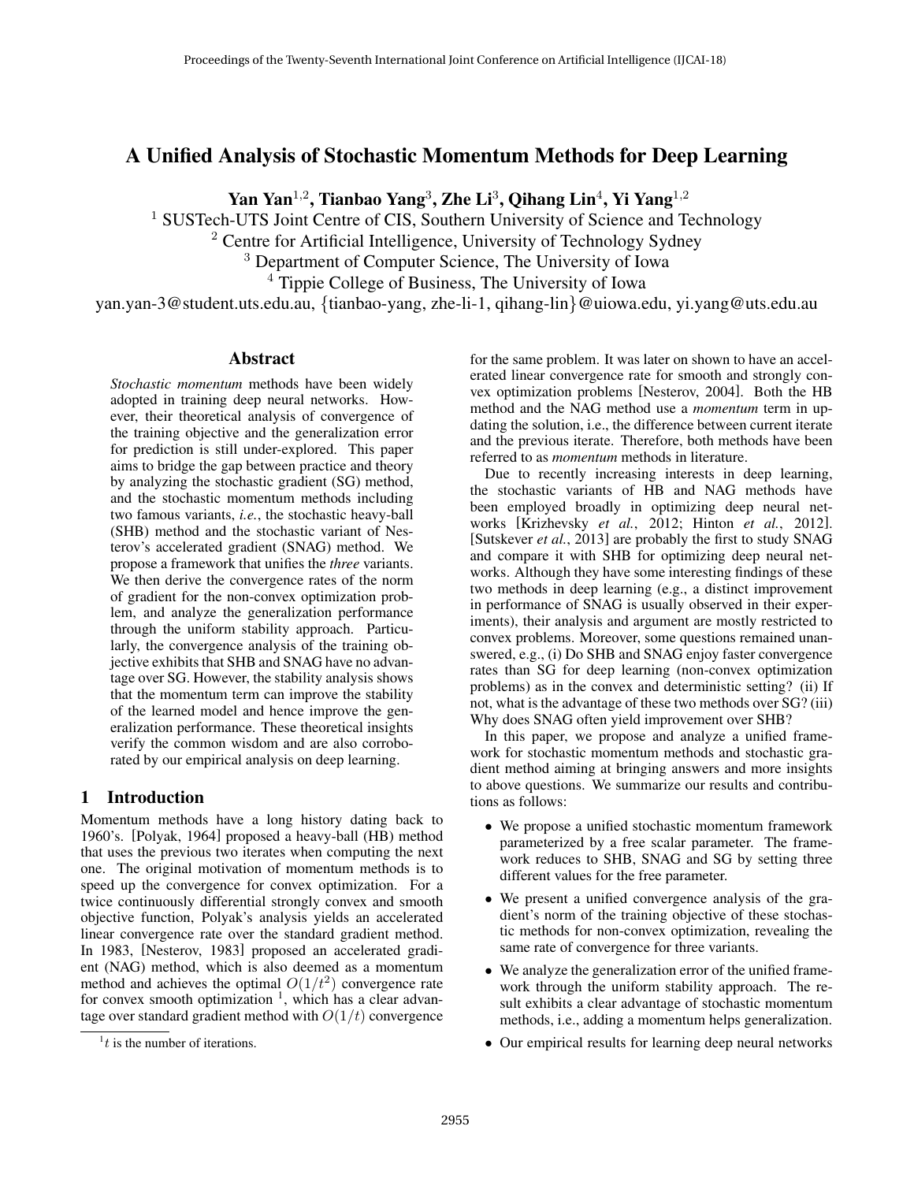# A Unified Analysis of Stochastic Momentum Methods for Deep Learning

**Yan Yan[1,2], Tianbao Yang[3], Zhe Li[3], Qihang Lin[4], Yi Yang[1,2]**

[1] SUSTech-UTS Joint Centre of CIS, Southern University of Science and Technology
[2] Centre for Artificial Intelligence, University of Technology Sydney
[3] Department of Computer Science, The University of Iowa
[4] Tippie College of Business, The University of Iowa

yan.yan-3@student.uts.edu.au, {tianbao-yang, zhe-li-1, qihang-lin}@uiowa.edu, yi.yang@uts.edu.au

## Abstract

*Stochastic momentum* methods have been widely adopted in training deep neural networks. However, their theoretical analysis of convergence of the training objective and the generalization error for prediction is still under-explored. This paper aims to bridge the gap between practice and theory by analyzing the stochastic gradient (SG) method, and the stochastic momentum methods including two famous variants, *i.e.*, the stochastic heavy-ball (SHB) method and the stochastic variant of Nesterov's accelerated gradient (SNAG) method. We propose a framework that unifies the *three* variants. We then derive the convergence rates of the norm of gradient for the non-convex optimization problem, and analyze the generalization performance through the uniform stability approach. Particularly, the convergence analysis of the training objective exhibits that SHB and SNAG have no advantage over SG. However, the stability analysis shows that the momentum term can improve the stability of the learned model and hence improve the generalization performance. These theoretical insights verify the common wisdom and are also corroborated by our empirical analysis on deep learning.

## 1 Introduction

Momentum methods have a long history dating back to 1960's. [Polyak, 1964] proposed a heavy-ball (HB) method that uses the previous two iterates when computing the next one. The original motivation of momentum methods is to speed up the convergence for convex optimization. For a twice continuously differential strongly convex and smooth objective function, Polyak's analysis yields an accelerated linear convergence rate over the standard gradient method. In 1983, [Nesterov, 1983] proposed an accelerated gradient (NAG) method, which is also deemed as a momentum method and achieves the optimal $O(1/t^2)$ convergence rate for convex smooth optimization [1], which has a clear advantage over standard gradient method with $O(1/t)$ convergence for the same problem. It was later on shown to have an accelerated linear convergence rate for smooth and strongly convex optimization problems [Nesterov, 2004]. Both the HB method and the NAG method use a *momentum* term in updating the solution, i.e., the difference between current iterate and the previous iterate. Therefore, both methods have been referred to as *momentum* methods in literature.

Due to recently increasing interests in deep learning, the stochastic variants of HB and NAG methods have been employed broadly in optimizing deep neural networks [Krizhevsky *et al.*, 2012; Hinton *et al.*, 2012]. [Sutskever *et al.*, 2013] are probably the first to study SNAG and compare it with SHB for optimizing deep neural networks. Although they have some interesting findings of these two methods in deep learning (e.g., a distinct improvement in performance of SNAG is usually observed in their experiments), their analysis and argument are mostly restricted to convex problems. Moreover, some questions remained unanswered, e.g., (i) Do SHB and SNAG enjoy faster convergence rates than SG for deep learning (non-convex optimization problems) as in the convex and deterministic setting? (ii) If not, what is the advantage of these two methods over SG? (iii) Why does SNAG often yield improvement over SHB?

In this paper, we propose and analyze a unified framework for stochastic momentum methods and stochastic gradient method aiming at bringing answers and more insights to above questions. We summarize our results and contributions as follows:

- We propose a unified stochastic momentum framework parameterized by a free scalar parameter. The framework reduces to SHB, SNAG and SG by setting three different values for the free parameter.
- We present a unified convergence analysis of the gradient's norm of the training objective of these stochastic methods for non-convex optimization, revealing the same rate of convergence for three variants.
- We analyze the generalization error of the unified framework through the uniform stability approach. The result exhibits a clear advantage of stochastic momentum methods, i.e., adding a momentum helps generalization.
- Our empirical results for learning deep neural networks

[1] $t$ is the number of iterations.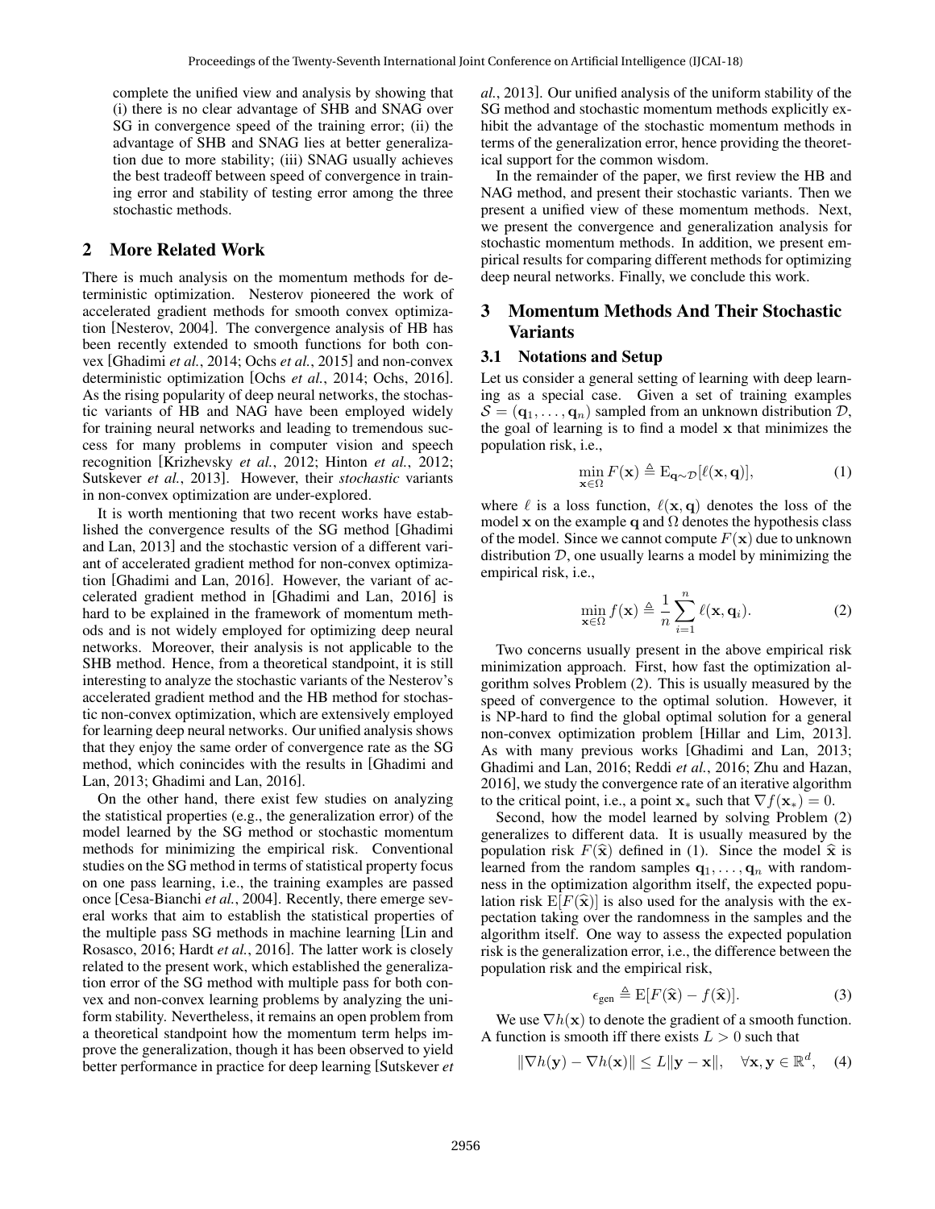complete the unified view and analysis by showing that (i) there is no clear advantage of SHB and SNAG over SG in convergence speed of the training error; (ii) the advantage of SHB and SNAG lies at better generalization due to more stability; (iii) SNAG usually achieves the best tradeoff between speed of convergence in training error and stability of testing error among the three stochastic methods.

## 2 More Related Work

There is much analysis on the momentum methods for deterministic optimization. Nesterov pioneered the work of accelerated gradient methods for smooth convex optimization [Nesterov, 2004]. The convergence analysis of HB has been recently extended to smooth functions for both convex [Ghadimi *et al.*, 2014; Ochs *et al.*, 2015] and non-convex deterministic optimization [Ochs *et al.*, 2014; Ochs, 2016]. As the rising popularity of deep neural networks, the stochastic variants of HB and NAG have been employed widely for training neural networks and leading to tremendous success for many problems in computer vision and speech recognition [Krizhevsky *et al.*, 2012; Hinton *et al.*, 2012; Sutskever *et al.*, 2013]. However, their *stochastic* variants in non-convex optimization are under-explored.

It is worth mentioning that two recent works have established the convergence results of the SG method [Ghadimi and Lan, 2013] and the stochastic version of a different variant of accelerated gradient method for non-convex optimization [Ghadimi and Lan, 2016]. However, the variant of accelerated gradient method in [Ghadimi and Lan, 2016] is hard to be explained in the framework of momentum methods and is not widely employed for optimizing deep neural networks. Moreover, their analysis is not applicable to the SHB method. Hence, from a theoretical standpoint, it is still interesting to analyze the stochastic variants of the Nesterov's accelerated gradient method and the HB method for stochastic non-convex optimization, which are extensively employed for learning deep neural networks. Our unified analysis shows that they enjoy the same order of convergence rate as the SG method, which conincides with the results in [Ghadimi and Lan, 2013; Ghadimi and Lan, 2016].

On the other hand, there exist few studies on analyzing the statistical properties (e.g., the generalization error) of the model learned by the SG method or stochastic momentum methods for minimizing the empirical risk. Conventional studies on the SG method in terms of statistical property focus on one pass learning, i.e., the training examples are passed once [Cesa-Bianchi *et al.*, 2004]. Recently, there emerge several works that aim to establish the statistical properties of the multiple pass SG methods in machine learning [Lin and Rosasco, 2016; Hardt *et al.*, 2016]. The latter work is closely related to the present work, which established the generalization error of the SG method with multiple pass for both convex and non-convex learning problems by analyzing the uniform stability. Nevertheless, it remains an open problem from a theoretical standpoint how the momentum term helps improve the generalization, though it has been observed to yield better performance in practice for deep learning [Sutskever *et al.*, 2013]. Our unified analysis of the uniform stability of the SG method and stochastic momentum methods explicitly exhibit the advantage of the stochastic momentum methods in terms of the generalization error, hence providing the theoretical support for the common wisdom.

In the remainder of the paper, we first review the HB and NAG method, and present their stochastic variants. Then we present a unified view of these momentum methods. Next, we present the convergence and generalization analysis for stochastic momentum methods. In addition, we present empirical results for comparing different methods for optimizing deep neural networks. Finally, we conclude this work.

## 3 Momentum Methods And Their Stochastic Variants

### 3.1 Notations and Setup

Let us consider a general setting of learning with deep learning as a special case. Given a set of training examples $\mathcal{S} = (\mathbf{q}_1, \dots, \mathbf{q}_n)$ sampled from an unknown distribution $\mathcal{D}$, the goal of learning is to find a model $\mathbf{x}$ that minimizes the population risk, i.e.,

$$\min_{\mathbf{x}\in\Omega} F(\mathbf{x}) \triangleq \mathrm{E}_{\mathbf{q}\sim\mathcal{D}}[\ell(\mathbf{x}, \mathbf{q})], \tag{1}$$

where $\ell$ is a loss function, $\ell(\mathbf{x}, \mathbf{q})$ denotes the loss of the model $\mathbf{x}$ on the example $\mathbf{q}$ and $\Omega$ denotes the hypothesis class of the model. Since we cannot compute $F(\mathbf{x})$ due to unknown distribution $\mathcal{D}$, one usually learns a model by minimizing the empirical risk, i.e.,

$$\min_{\mathbf{x}\in\Omega} f(\mathbf{x}) \triangleq \frac{1}{n}\sum_{i=1}^{n} \ell(\mathbf{x}, \mathbf{q}_i). \tag{2}$$

Two concerns usually present in the above empirical risk minimization approach. First, how fast the optimization algorithm solves Problem (2). This is usually measured by the speed of convergence to the optimal solution. However, it is NP-hard to find the global optimal solution for a general non-convex optimization problem [Hillar and Lim, 2013]. As with many previous works [Ghadimi and Lan, 2013; Ghadimi and Lan, 2016; Reddi *et al.*, 2016; Zhu and Hazan, 2016], we study the convergence rate of an iterative algorithm to the critical point, i.e., a point $\mathbf{x}_*$ such that $\nabla f(\mathbf{x}_*) = 0$.

Second, how the model learned by solving Problem (2) generalizes to different data. It is usually measured by the population risk $F(\widehat{\mathbf{x}})$ defined in (1). Since the model $\widehat{\mathbf{x}}$ is learned from the random samples $\mathbf{q}_1, \dots, \mathbf{q}_n$ with randomness in the optimization algorithm itself, the expected population risk $\mathrm{E}[F(\widehat{\mathbf{x}})]$ is also used for the analysis with the expectation taking over the randomness in the samples and the algorithm itself. One way to assess the expected population risk is the generalization error, i.e., the difference between the population risk and the empirical risk,

$$\epsilon_{\text{gen}} \triangleq \mathrm{E}[F(\widehat{\mathbf{x}}) - f(\widehat{\mathbf{x}})]. \tag{3}$$

We use $\nabla h(\mathbf{x})$ to denote the gradient of a smooth function. A function is smooth iff there exists $L > 0$ such that

$$\|\nabla h(\mathbf{y}) - \nabla h(\mathbf{x})\| \leq L\|\mathbf{y} - \mathbf{x}\|, \quad \forall \mathbf{x}, \mathbf{y} \in \mathbb{R}^d, \tag{4}$$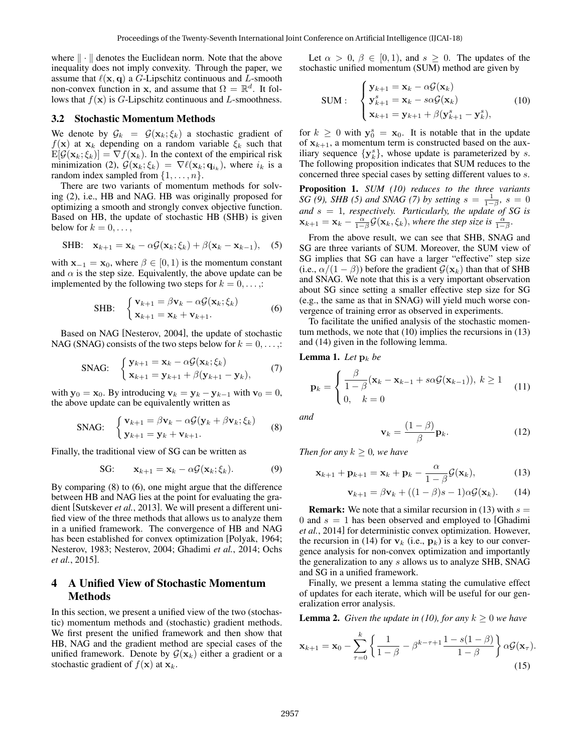where $\|\cdot\|$ denotes the Euclidean norm. Note that the above inequality does not imply convexity. Through the paper, we assume that $\ell(\mathbf{x}, \mathbf{q})$ a $G$-Lipschitz continuous and $L$-smooth non-convex function in $\mathbf{x}$, and assume that $\Omega = \mathbb{R}^d$. It follows that $f(\mathbf{x})$ is $G$-Lipschitz continuous and $L$-smoothness.

### 3.2 Stochastic Momentum Methods

We denote by $\mathcal{G}_k = \mathcal{G}(\mathbf{x}_k; \xi_k)$ a stochastic gradient of $f(\mathbf{x})$ at $\mathbf{x}_k$ depending on a random variable $\xi_k$ such that $\mathrm{E}[\mathcal{G}(\mathbf{x}_k; \xi_k)] = \nabla f(\mathbf{x}_k)$. In the context of the empirical risk minimization (2), $\mathcal{G}(\mathbf{x}_k; \xi_k) = \nabla \ell(\mathbf{x}_k; \mathbf{q}_{i_k})$, where $i_k$ is a random index sampled from $\{1, \ldots, n\}$.

There are two variants of momentum methods for solving (2), i.e., HB and NAG. HB was originally proposed for optimizing a smooth and strongly convex objective function. Based on HB, the update of stochastic HB (SHB) is given below for $k = 0, \ldots,$

$$\text{SHB:} \quad \mathbf{x}_{k+1} = \mathbf{x}_k - \alpha \mathcal{G}(\mathbf{x}_k; \xi_k) + \beta(\mathbf{x}_k - \mathbf{x}_{k-1}), \quad (5)$$

with $\mathbf{x}_{-1} = \mathbf{x}_0$, where $\beta \in [0, 1)$ is the momentum constant and $\alpha$ is the step size. Equivalently, the above update can be implemented by the following two steps for $k = 0, \ldots,$:

$$\text{SHB:} \quad \begin{cases} \mathbf{v}_{k+1} = \beta \mathbf{v}_k - \alpha \mathcal{G}(\mathbf{x}_k; \xi_k) \\ \mathbf{x}_{k+1} = \mathbf{x}_k + \mathbf{v}_{k+1}. \end{cases} \quad (6)$$

Based on NAG [Nesterov, 2004], the update of stochastic NAG (SNAG) consists of the two steps below for $k = 0, \ldots,$:

$$\text{SNAG:} \quad \begin{cases} \mathbf{y}_{k+1} = \mathbf{x}_k - \alpha \mathcal{G}(\mathbf{x}_k; \xi_k) \\ \mathbf{x}_{k+1} = \mathbf{y}_{k+1} + \beta(\mathbf{y}_{k+1} - \mathbf{y}_k), \end{cases} \quad (7)$$

with $\mathbf{y}_0 = \mathbf{x}_0$. By introducing $\mathbf{v}_k = \mathbf{y}_k - \mathbf{y}_{k-1}$ with $\mathbf{v}_0 = 0$, the above update can be equivalently written as

$$\text{SNAG:} \quad \begin{cases} \mathbf{v}_{k+1} = \beta \mathbf{v}_k - \alpha \mathcal{G}(\mathbf{y}_k + \beta \mathbf{v}_k; \xi_k) \\ \mathbf{y}_{k+1} = \mathbf{y}_k + \mathbf{v}_{k+1}. \end{cases} \quad (8)$$

Finally, the traditional view of SG can be written as

$$\text{SG:} \quad \mathbf{x}_{k+1} = \mathbf{x}_k - \alpha \mathcal{G}(\mathbf{x}_k; \xi_k). \quad (9)$$

By comparing (8) to (6), one might argue that the difference between HB and NAG lies at the point for evaluating the gradient [Sutskever *et al.*, 2013]. We will present a different unified view of the three methods that allows us to analyze them in a unified framework. The convergence of HB and NAG has been established for convex optimization [Polyak, 1964; Nesterov, 1983; Nesterov, 2004; Ghadimi *et al.*, 2014; Ochs *et al.*, 2015].

## 4 A Unified View of Stochastic Momentum Methods

In this section, we present a unified view of the two (stochastic) momentum methods and (stochastic) gradient methods. We first present the unified framework and then show that HB, NAG and the gradient method are special cases of the unified framework. Denote by $\mathcal{G}(\mathbf{x}_k)$ either a gradient or a stochastic gradient of $f(\mathbf{x})$ at $\mathbf{x}_k$.

Let $\alpha > 0$, $\beta \in [0, 1)$, and $s \geq 0$. The updates of the stochastic unified momentum (SUM) method are given by

$$\text{SUM :} \quad \begin{cases} \mathbf{y}_{k+1} = \mathbf{x}_k - \alpha \mathcal{G}(\mathbf{x}_k) \\ \mathbf{y}^s_{k+1} = \mathbf{x}_k - s\alpha \mathcal{G}(\mathbf{x}_k) \\ \mathbf{x}_{k+1} = \mathbf{y}_{k+1} + \beta(\mathbf{y}^s_{k+1} - \mathbf{y}^s_k), \end{cases} \quad (10)$$

for $k \geq 0$ with $\mathbf{y}^s_0 = \mathbf{x}_0$. It is notable that in the update of $\mathbf{x}_{k+1}$, a momentum term is constructed based on the auxiliary sequence $\{\mathbf{y}^s_k\}$, whose update is parameterized by $s$. The following proposition indicates that SUM reduces to the concerned three special cases by setting different values to $s$.

**Proposition 1.** *SUM (10) reduces to the three variants SG (9), SHB (5) and SNAG (7) by setting $s = \frac{1}{1-\beta}$, $s = 0$ and $s = 1$, respectively. Particularly, the update of SG is $\mathbf{x}_{k+1} = \mathbf{x}_k - \frac{\alpha}{1-\beta}\mathcal{G}(\mathbf{x}_k, \xi_k)$, where the step size is $\frac{\alpha}{1-\beta}$.*

From the above result, we can see that SHB, SNAG and SG are three variants of SUM. Moreover, the SUM view of SG implies that SG can have a larger "effective" step size (i.e., $\alpha/(1-\beta)$) before the gradient $\mathcal{G}(\mathbf{x}_k)$ than that of SHB and SNAG. We note that this is a very important observation about SG since setting a smaller effective step size for SG (e.g., the same as that in SNAG) will yield much worse convergence of training error as observed in experiments.

To facilitate the unified analysis of the stochastic momentum methods, we note that (10) implies the recursions in (13) and (14) given in the following lemma.

**Lemma 1.** *Let $\mathbf{p}_k$ be*

$$\mathbf{p}_k = \begin{cases} \dfrac{\beta}{1-\beta}(\mathbf{x}_k - \mathbf{x}_{k-1} + s\alpha \mathcal{G}(\mathbf{x}_{k-1})), \ k \geq 1 \\ 0, \quad k = 0 \end{cases} \quad (11)$$

*and*

$$\mathbf{v}_k = \frac{(1-\beta)}{\beta}\mathbf{p}_k. \quad (12)$$

*Then for any $k \geq 0$, we have*

$$\mathbf{x}_{k+1} + \mathbf{p}_{k+1} = \mathbf{x}_k + \mathbf{p}_k - \frac{\alpha}{1-\beta}\mathcal{G}(\mathbf{x}_k), \quad (13)$$

$$\mathbf{v}_{k+1} = \beta \mathbf{v}_k + ((1-\beta)s - 1)\alpha \mathcal{G}(\mathbf{x}_k). \quad (14)$$

**Remark:** We note that a similar recursion in (13) with $s = 0$ and $s = 1$ has been observed and employed to [Ghadimi *et al.*, 2014] for deterministic convex optimization. However, the recursion in (14) for $\mathbf{v}_k$ (i.e., $\mathbf{p}_k$) is a key to our convergence analysis for non-convex optimization and importantly the generalization to any $s$ allows us to analyze SHB, SNAG and SG in a unified framework.

Finally, we present a lemma stating the cumulative effect of updates for each iterate, which will be useful for our generalization error analysis.

**Lemma 2.** *Given the update in (10), for any $k \geq 0$ we have*

$$\mathbf{x}_{k+1} = \mathbf{x}_0 - \sum_{\tau=0}^{k} \left\{ \frac{1}{1-\beta} - \beta^{k-\tau+1}\frac{1-s(1-\beta)}{1-\beta} \right\} \alpha \mathcal{G}(\mathbf{x}_\tau). \quad (15)$$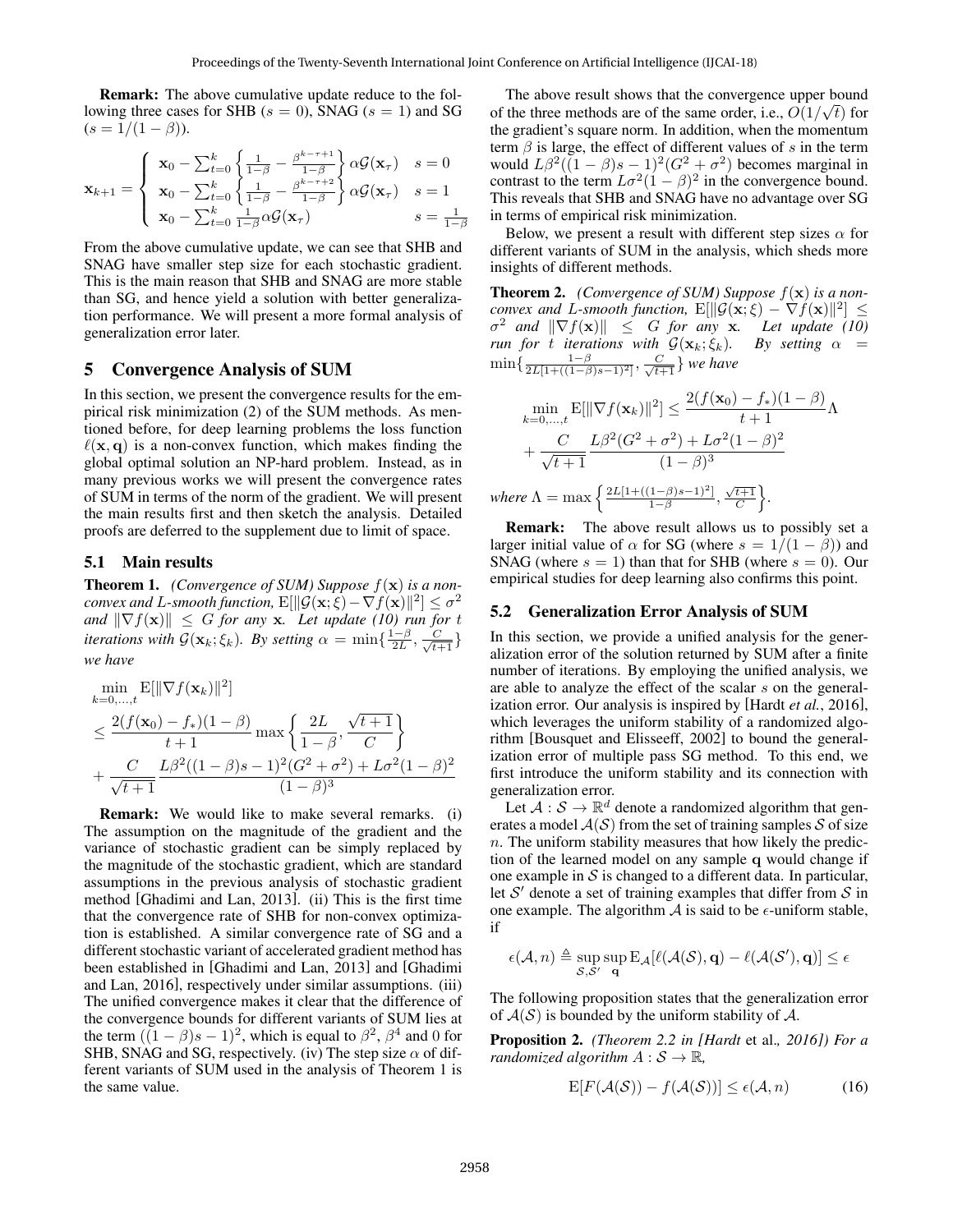**Remark:** The above cumulative update reduce to the following three cases for SHB ($s = 0$), SNAG ($s = 1$) and SG ($s = 1/(1-\beta)$).

$$
\mathbf{x}_{k+1} = \begin{cases} \mathbf{x}_0 - \sum_{t=0}^{k} \left\{ \frac{1}{1-\beta} - \frac{\beta^{k-\tau+1}}{1-\beta} \right\} \alpha \mathcal{G}(\mathbf{x}_\tau) & s = 0 \\ \mathbf{x}_0 - \sum_{t=0}^{k} \left\{ \frac{1}{1-\beta} - \frac{\beta^{k-\tau+2}}{1-\beta} \right\} \alpha \mathcal{G}(\mathbf{x}_\tau) & s = 1 \\ \mathbf{x}_0 - \sum_{t=0}^{k} \frac{1}{1-\beta} \alpha \mathcal{G}(\mathbf{x}_\tau) & s = \frac{1}{1-\beta} \end{cases}
$$

From the above cumulative update, we can see that SHB and SNAG have smaller step size for each stochastic gradient. This is the main reason that SHB and SNAG are more stable than SG, and hence yield a solution with better generalization performance. We will present a more formal analysis of generalization error later.

## 5 Convergence Analysis of SUM

In this section, we present the convergence results for the empirical risk minimization (2) of the SUM methods. As mentioned before, for deep learning problems the loss function $\ell(\mathbf{x}, \mathbf{q})$ is a non-convex function, which makes finding the global optimal solution an NP-hard problem. Instead, as in many previous works we will present the convergence rates of SUM in terms of the norm of the gradient. We will present the main results first and then sketch the analysis. Detailed proofs are deferred to the supplement due to limit of space.

### 5.1 Main results

**Theorem 1.** *(Convergence of SUM) Suppose $f(\mathbf{x})$ is a non-convex and L-smooth function, $\mathrm{E}[\|\mathcal{G}(\mathbf{x};\xi) - \nabla f(\mathbf{x})\|^2] \leq \sigma^2$ and $\|\nabla f(\mathbf{x})\| \leq G$ for any $\mathbf{x}$. Let update (10) run for $t$ iterations with $\mathcal{G}(\mathbf{x}_k;\xi_k)$. By setting $\alpha = \min\{\frac{1-\beta}{2L}, \frac{C}{\sqrt{t+1}}\}$ we have*

$$
\begin{aligned}
&\min_{k=0,\ldots,t} \mathrm{E}[\|\nabla f(\mathbf{x}_k)\|^2] \\
&\leq \frac{2(f(\mathbf{x}_0) - f_*)(1-\beta)}{t+1} \max\left\{ \frac{2L}{1-\beta}, \frac{\sqrt{t+1}}{C} \right\} \\
&+ \frac{C}{\sqrt{t+1}} \frac{L\beta^2((1-\beta)s-1)^2(G^2+\sigma^2) + L\sigma^2(1-\beta)^2}{(1-\beta)^3}
\end{aligned}
$$

**Remark:** We would like to make several remarks. (i) The assumption on the magnitude of the gradient and the variance of stochastic gradient can be simply replaced by the magnitude of the stochastic gradient, which are standard assumptions in the previous analysis of stochastic gradient method [Ghadimi and Lan, 2013]. (ii) This is the first time that the convergence rate of SHB for non-convex optimization is established. A similar convergence rate of SG and a different stochastic variant of accelerated gradient method has been established in [Ghadimi and Lan, 2013] and [Ghadimi and Lan, 2016], respectively under similar assumptions. (iii) The unified convergence makes it clear that the difference of the convergence bounds for different variants of SUM lies at the term $((1-\beta)s-1)^2$, which is equal to $\beta^2$, $\beta^4$ and 0 for SHB, SNAG and SG, respectively. (iv) The step size $\alpha$ of different variants of SUM used in the analysis of Theorem 1 is the same value.

The above result shows that the convergence upper bound of the three methods are of the same order, i.e., $O(1/\sqrt{t})$ for the gradient's square norm. In addition, when the momentum term $\beta$ is large, the effect of different values of $s$ in the term would $L\beta^2((1-\beta)s-1)^2(G^2+\sigma^2)$ becomes marginal in contrast to the term $L\sigma^2(1-\beta)^2$ in the convergence bound. This reveals that SHB and SNAG have no advantage over SG in terms of empirical risk minimization.

Below, we present a result with different step sizes $\alpha$ for different variants of SUM in the analysis, which sheds more insights of different methods.

**Theorem 2.** *(Convergence of SUM) Suppose $f(\mathbf{x})$ is a non-convex and L-smooth function, $\mathrm{E}[\|\mathcal{G}(\mathbf{x};\xi) - \nabla f(\mathbf{x})\|^2] \leq \sigma^2$ and $\|\nabla f(\mathbf{x})\| \leq G$ for any $\mathbf{x}$. Let update (10) run for $t$ iterations with $\mathcal{G}(\mathbf{x}_k;\xi_k)$. By setting $\alpha = \min\{\frac{1-\beta}{2L[1+((1-\beta)s-1)^2]}, \frac{C}{\sqrt{t+1}}\}$ we have*

$$
\begin{aligned}
&\min_{k=0,\ldots,t} \mathrm{E}[\|\nabla f(\mathbf{x}_k)\|^2] \leq \frac{2(f(\mathbf{x}_0) - f_*)(1-\beta)}{t+1} \Lambda \\
&+ \frac{C}{\sqrt{t+1}} \frac{L\beta^2(G^2+\sigma^2) + L\sigma^2(1-\beta)^2}{(1-\beta)^3}
\end{aligned}
$$

*where $\Lambda = \max\left\{ \frac{2L[1+((1-\beta)s-1)^2]}{1-\beta}, \frac{\sqrt{t+1}}{C} \right\}$.*

**Remark:** The above result allows us to possibly set a larger initial value of $\alpha$ for SG (where $s = 1/(1-\beta)$) and SNAG (where $s = 1$) than that for SHB (where $s = 0$). Our empirical studies for deep learning also confirms this point.

### 5.2 Generalization Error Analysis of SUM

In this section, we provide a unified analysis for the generalization error of the solution returned by SUM after a finite number of iterations. By employing the unified analysis, we are able to analyze the effect of the scalar $s$ on the generalization error. Our analysis is inspired by [Hardt *et al.*, 2016], which leverages the uniform stability of a randomized algorithm [Bousquet and Elisseeff, 2002] to bound the generalization error of multiple pass SG method. To this end, we first introduce the uniform stability and its connection with generalization error.

Let $\mathcal{A} : \mathcal{S} \to \mathbb{R}^d$ denote a randomized algorithm that generates a model $\mathcal{A}(\mathcal{S})$ from the set of training samples $\mathcal{S}$ of size $n$. The uniform stability measures that how likely the prediction of the learned model on any sample $\mathbf{q}$ would change if one example in $\mathcal{S}$ is changed to a different data. In particular, let $\mathcal{S}'$ denote a set of training examples that differ from $\mathcal{S}$ in one example. The algorithm $\mathcal{A}$ is said to be $\epsilon$-uniform stable, if

$$
\epsilon(\mathcal{A}, n) \triangleq \sup_{\mathcal{S},\mathcal{S}'} \sup_{\mathbf{q}} \mathrm{E}_{\mathcal{A}}[\ell(\mathcal{A}(\mathcal{S}), \mathbf{q}) - \ell(\mathcal{A}(\mathcal{S}'), \mathbf{q})] \leq \epsilon
$$

The following proposition states that the generalization error of $\mathcal{A}(\mathcal{S})$ is bounded by the uniform stability of $\mathcal{A}$.

**Proposition 2.** *(Theorem 2.2 in [Hardt* et al.*, 2016]) For a randomized algorithm $A : \mathcal{S} \to \mathbb{R}$,*

$$
\mathrm{E}[F(\mathcal{A}(\mathcal{S})) - f(\mathcal{A}(\mathcal{S}))] \leq \epsilon(\mathcal{A}, n) \tag{16}
$$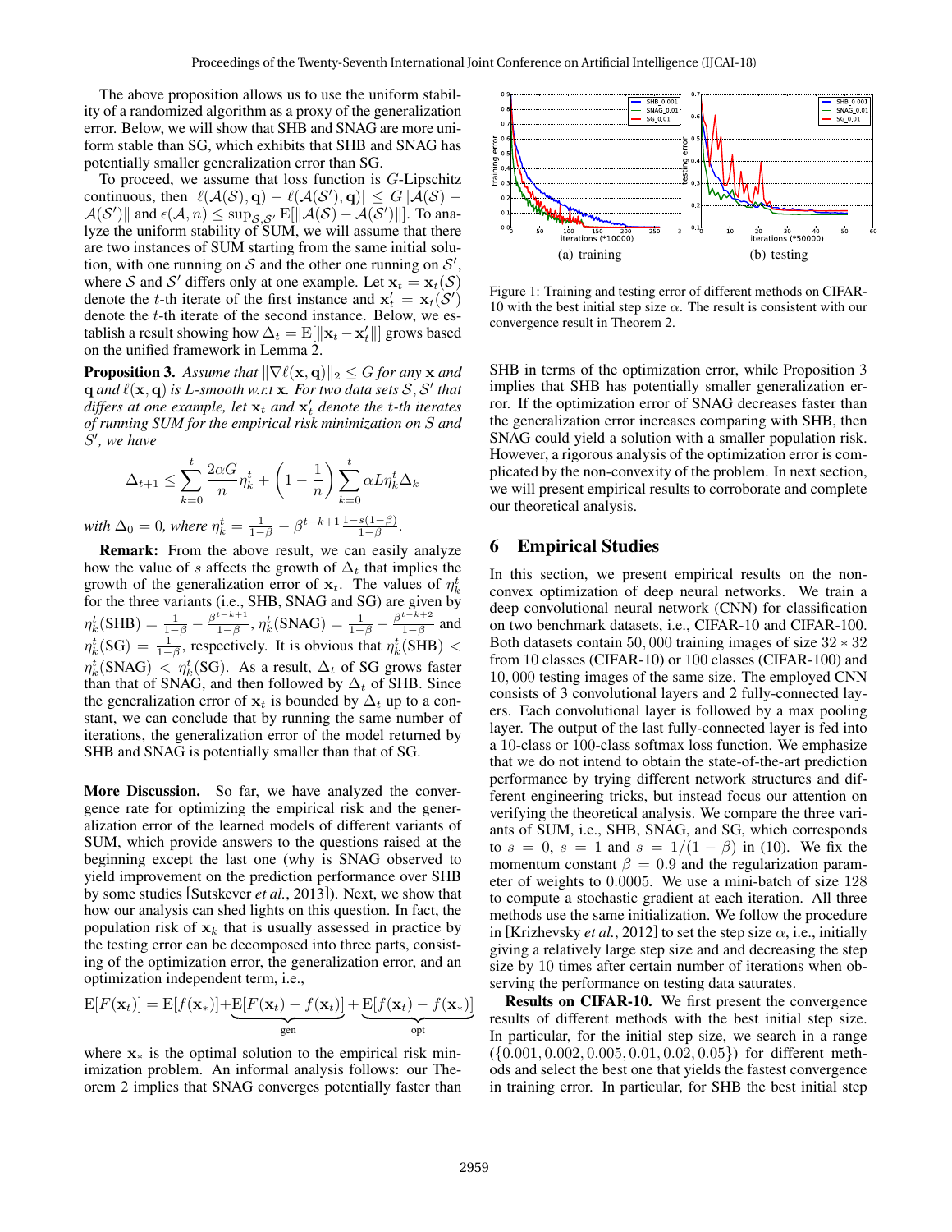The above proposition allows us to use the uniform stability of a randomized algorithm as a proxy of the generalization error. Below, we will show that SHB and SNAG are more uniform stable than SG, which exhibits that SHB and SNAG has potentially smaller generalization error than SG.

To proceed, we assume that loss function is $G$-Lipschitz continuous, then $|\ell(\mathcal{A}(\mathcal{S}), \mathbf{q}) - \ell(\mathcal{A}(\mathcal{S}'), \mathbf{q})| \leq G\|\mathcal{A}(\mathcal{S}) - \mathcal{A}(\mathcal{S}')\|$ and $\epsilon(\mathcal{A}, n) \leq \sup_{\mathcal{S},\mathcal{S}'} \mathrm{E}[\|\mathcal{A}(\mathcal{S}) - \mathcal{A}(\mathcal{S}')\|]$. To analyze the uniform stability of SUM, we will assume that there are two instances of SUM starting from the same initial solution, with one running on $\mathcal{S}$ and the other one running on $\mathcal{S}'$, where $\mathcal{S}$ and $\mathcal{S}'$ differs only at one example. Let $\mathbf{x}_t = \mathbf{x}_t(\mathcal{S})$ denote the $t$-th iterate of the first instance and $\mathbf{x}'_t = \mathbf{x}_t(\mathcal{S}')$ denote the $t$-th iterate of the second instance. Below, we establish a result showing how $\Delta_t = \mathrm{E}[\|\mathbf{x}_t - \mathbf{x}'_t\|]$ grows based on the unified framework in Lemma 2.

**Proposition 3.** *Assume that $\|\nabla\ell(\mathbf{x}, \mathbf{q})\|_2 \leq G$ for any $\mathbf{x}$ and $\mathbf{q}$ and $\ell(\mathbf{x}, \mathbf{q})$ is $L$-smooth w.r.t $\mathbf{x}$. For two data sets $\mathcal{S}, \mathcal{S}'$ that differs at one example, let $\mathbf{x}_t$ and $\mathbf{x}'_t$ denote the $t$-th iterates of running SUM for the empirical risk minimization on $S$ and $S'$, we have*

$$\Delta_{t+1} \leq \sum_{k=0}^{t} \frac{2\alpha G}{n}\eta_k^t + \left(1 - \frac{1}{n}\right)\sum_{k=0}^{t} \alpha L \eta_k^t \Delta_k$$

*with $\Delta_0 = 0$, where $\eta_k^t = \frac{1}{1-\beta} - \beta^{t-k+1}\frac{1-s(1-\beta)}{1-\beta}$.*

**Remark:** From the above result, we can easily analyze how the value of $s$ affects the growth of $\Delta_t$ that implies the growth of the generalization error of $\mathbf{x}_t$. The values of $\eta_k^t$ for the three variants (i.e., SHB, SNAG and SG) are given by $\eta_k^t(\mathrm{SHB}) = \frac{1}{1-\beta} - \frac{\beta^{t-k+1}}{1-\beta}$, $\eta_k^t(\mathrm{SNAG}) = \frac{1}{1-\beta} - \frac{\beta^{t-k+2}}{1-\beta}$ and $\eta_k^t(\mathrm{SG}) = \frac{1}{1-\beta}$, respectively. It is obvious that $\eta_k^t(\mathrm{SHB}) < \eta_k^t(\mathrm{SNAG}) < \eta_k^t(\mathrm{SG})$. As a result, $\Delta_t$ of SG grows faster than that of SNAG, and then followed by $\Delta_t$ of SHB. Since the generalization error of $\mathbf{x}_t$ is bounded by $\Delta_t$ up to a constant, we can conclude that by running the same number of iterations, the generalization error of the model returned by SHB and SNAG is potentially smaller than that of SG.

**More Discussion.** So far, we have analyzed the convergence rate for optimizing the empirical risk and the generalization error of the learned models of different variants of SUM, which provide answers to the questions raised at the beginning except the last one (why is SNAG observed to yield improvement on the prediction performance over SHB by some studies [Sutskever *et al.*, 2013]). Next, we show that how our analysis can shed lights on this question. In fact, the population risk of $\mathbf{x}_k$ that is usually assessed in practice by the testing error can be decomposed into three parts, consisting of the optimization error, the generalization error, and an optimization independent term, i.e.,

$$\mathrm{E}[F(\mathbf{x}_t)] = \mathrm{E}[f(\mathbf{x}_*)] + \underbrace{\mathrm{E}[F(\mathbf{x}_t) - f(\mathbf{x}_t)]}_{\text{gen}} + \underbrace{\mathrm{E}[f(\mathbf{x}_t) - f(\mathbf{x}_*)]}_{\text{opt}}$$

where $\mathbf{x}_*$ is the optimal solution to the empirical risk minimization problem. An informal analysis follows: our Theorem 2 implies that SNAG converges potentially faster than SHB in terms of the optimization error, while Proposition 3 implies that SHB has potentially smaller generalization error. If the optimization error of SNAG decreases faster than the generalization error increases comparing with SHB, then SNAG could yield a solution with a smaller population risk. However, a rigorous analysis of the optimization error is complicated by the non-convexity of the problem. In next section, we will present empirical results to corroborate and complete our theoretical analysis.

(a) training (b) testing

Figure 1: Training and testing error of different methods on CIFAR-10 with the best initial step size $\alpha$. The result is consistent with our convergence result in Theorem 2.

## 6 Empirical Studies

In this section, we present empirical results on the non-convex optimization of deep neural networks. We train a deep convolutional neural network (CNN) for classification on two benchmark datasets, i.e., CIFAR-10 and CIFAR-100. Both datasets contain $50,000$ training images of size $32 * 32$ from 10 classes (CIFAR-10) or 100 classes (CIFAR-100) and $10,000$ testing images of the same size. The employed CNN consists of 3 convolutional layers and 2 fully-connected layers. Each convolutional layer is followed by a max pooling layer. The output of the last fully-connected layer is fed into a 10-class or 100-class softmax loss function. We emphasize that we do not intend to obtain the state-of-the-art prediction performance by trying different network structures and different engineering tricks, but instead focus our attention on verifying the theoretical analysis. We compare the three variants of SUM, i.e., SHB, SNAG, and SG, which corresponds to $s = 0$, $s = 1$ and $s = 1/(1-\beta)$ in (10). We fix the momentum constant $\beta = 0.9$ and the regularization parameter of weights to $0.0005$. We use a mini-batch of size 128 to compute a stochastic gradient at each iteration. All three methods use the same initialization. We follow the procedure in [Krizhevsky *et al.*, 2012] to set the step size $\alpha$, i.e., initially giving a relatively large step size and and decreasing the step size by 10 times after certain number of iterations when observing the performance on testing data saturates.

**Results on CIFAR-10.** We first present the convergence results of different methods with the best initial step size. In particular, for the initial step size, we search in a range $(\{0.001, 0.002, 0.005, 0.01, 0.02, 0.05\})$ for different methods and select the best one that yields the fastest convergence in training error. In particular, for SHB the best initial step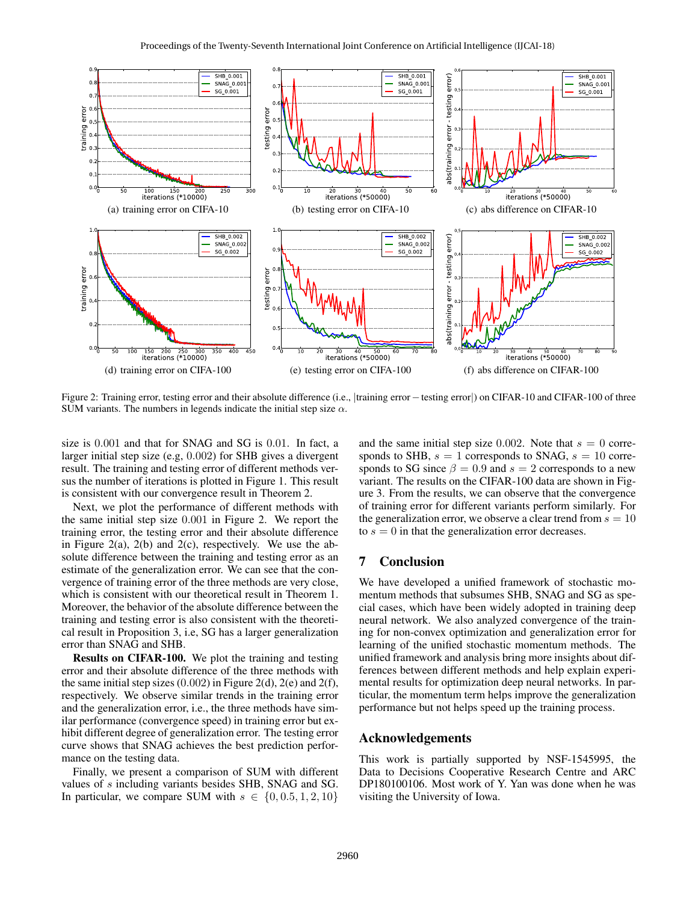Figure 2: Training error, testing error and their absolute difference (i.e., |training error − testing error|) on CIFAR-10 and CIFAR-100 of three SUM variants. The numbers in legends indicate the initial step size $\alpha$.

(a) training error on CIFA-10 (b) testing error on CIFA-10 (c) abs difference on CIFAR-10 (d) training error on CIFA-100 (e) testing error on CIFA-100 (f) abs difference on CIFAR-100

size is 0.001 and that for SNAG and SG is 0.01. In fact, a larger initial step size (e.g, 0.002) for SHB gives a divergent result. The training and testing error of different methods versus the number of iterations is plotted in Figure 1. This result is consistent with our convergence result in Theorem 2.

Next, we plot the performance of different methods with the same initial step size 0.001 in Figure 2. We report the training error, the testing error and their absolute difference in Figure 2(a), 2(b) and 2(c), respectively. We use the absolute difference between the training and testing error as an estimate of the generalization error. We can see that the convergence of training error of the three methods are very close, which is consistent with our theoretical result in Theorem 1. Moreover, the behavior of the absolute difference between the training and testing error is also consistent with the theoretical result in Proposition 3, i.e, SG has a larger generalization error than SNAG and SHB.

**Results on CIFAR-100.** We plot the training and testing error and their absolute difference of the three methods with the same initial step sizes (0.002) in Figure 2(d), 2(e) and 2(f), respectively. We observe similar trends in the training error and the generalization error, i.e., the three methods have similar performance (convergence speed) in training error but exhibit different degree of generalization error. The testing error curve shows that SNAG achieves the best prediction performance on the testing data.

Finally, we present a comparison of SUM with different values of $s$ including variants besides SHB, SNAG and SG. In particular, we compare SUM with $s \in \{0, 0.5, 1, 2, 10\}$ and the same initial step size 0.002. Note that $s = 0$ corresponds to SHB, $s = 1$ corresponds to SNAG, $s = 10$ corresponds to SG since $\beta = 0.9$ and $s = 2$ corresponds to a new variant. The results on the CIFAR-100 data are shown in Figure 3. From the results, we can observe that the convergence of training error for different variants perform similarly. For the generalization error, we observe a clear trend from $s = 10$ to $s = 0$ in that the generalization error decreases.

## 7 Conclusion

We have developed a unified framework of stochastic momentum methods that subsumes SHB, SNAG and SG as special cases, which have been widely adopted in training deep neural network. We also analyzed convergence of the training for non-convex optimization and generalization error for learning of the unified stochastic momentum methods. The unified framework and analysis bring more insights about differences between different methods and help explain experimental results for optimization deep neural networks. In particular, the momentum term helps improve the generalization performance but not helps speed up the training process.

## Acknowledgements

This work is partially supported by NSF-1545995, the Data to Decisions Cooperative Research Centre and ARC DP180100106. Most work of Y. Yan was done when he was visiting the University of Iowa.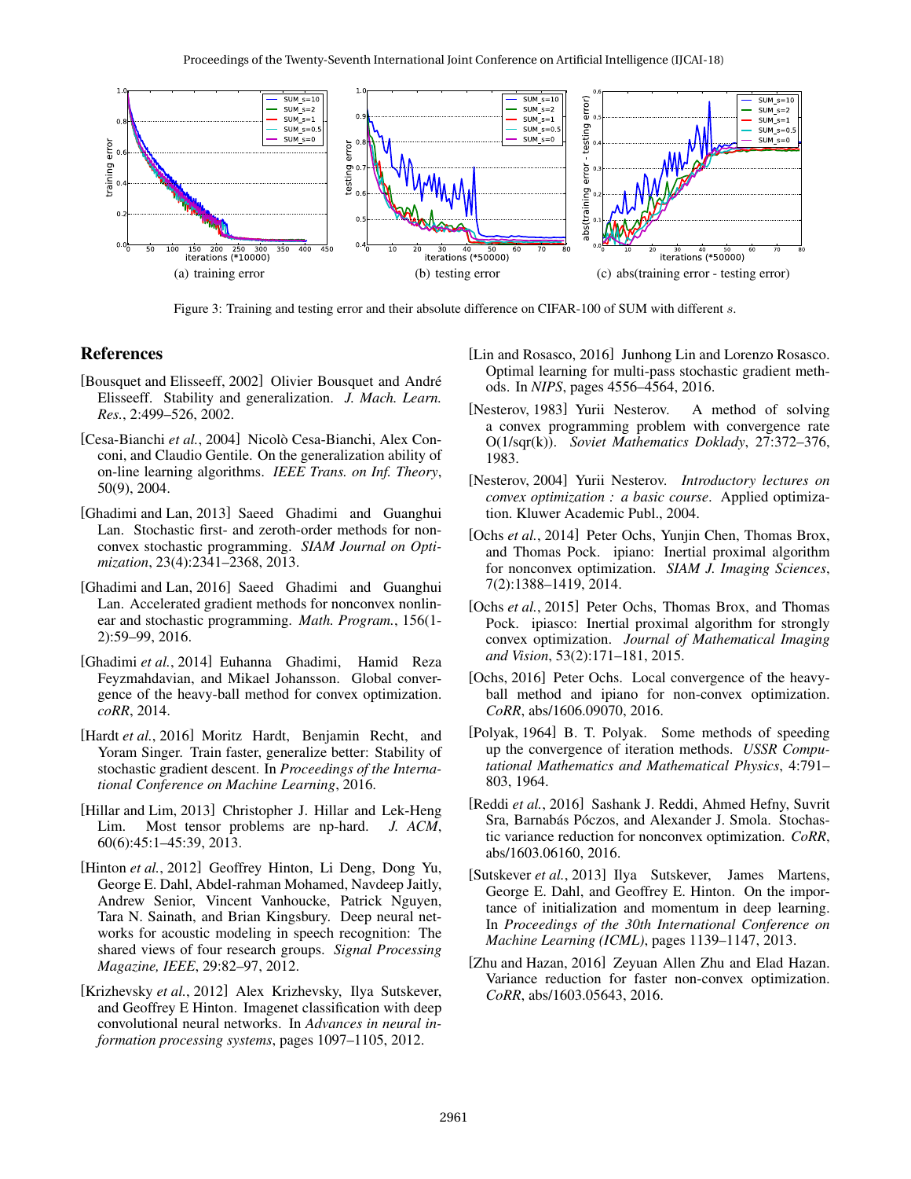(a) training error

training error

iterations (*10000)

SUM_s=10
SUM_s=2
SUM_s=1
SUM_s=0.5
SUM_s=0

(b) testing error

testing error

iterations (*50000)

SUM_s=10
SUM_s=2
SUM_s=1
SUM_s=0.5
SUM_s=0

(c) abs(training error - testing error)

abs(training error - testing error)

iterations (*50000)

SUM_s=10
SUM_s=2
SUM_s=1
SUM_s=0.5
SUM_s=0

Figure 3: Training and testing error and their absolute difference on CIFAR-100 of SUM with different $s$.

## References

[Bousquet and Elisseeff, 2002] Olivier Bousquet and André Elisseeff. Stability and generalization. *J. Mach. Learn. Res.*, 2:499–526, 2002.

[Cesa-Bianchi *et al.*, 2004] Nicolò Cesa-Bianchi, Alex Conconi, and Claudio Gentile. On the generalization ability of on-line learning algorithms. *IEEE Trans. on Inf. Theory*, 50(9), 2004.

[Ghadimi and Lan, 2013] Saeed Ghadimi and Guanghui Lan. Stochastic first- and zeroth-order methods for nonconvex stochastic programming. *SIAM Journal on Optimization*, 23(4):2341–2368, 2013.

[Ghadimi and Lan, 2016] Saeed Ghadimi and Guanghui Lan. Accelerated gradient methods for nonconvex nonlinear and stochastic programming. *Math. Program.*, 156(1-2):59–99, 2016.

[Ghadimi *et al.*, 2014] Euhanna Ghadimi, Hamid Reza Feyzmahdavian, and Mikael Johansson. Global convergence of the heavy-ball method for convex optimization. *coRR*, 2014.

[Hardt *et al.*, 2016] Moritz Hardt, Benjamin Recht, and Yoram Singer. Train faster, generalize better: Stability of stochastic gradient descent. In *Proceedings of the International Conference on Machine Learning*, 2016.

[Hillar and Lim, 2013] Christopher J. Hillar and Lek-Heng Lim. Most tensor problems are np-hard. *J. ACM*, 60(6):45:1–45:39, 2013.

[Hinton *et al.*, 2012] Geoffrey Hinton, Li Deng, Dong Yu, George E. Dahl, Abdel-rahman Mohamed, Navdeep Jaitly, Andrew Senior, Vincent Vanhoucke, Patrick Nguyen, Tara N. Sainath, and Brian Kingsbury. Deep neural networks for acoustic modeling in speech recognition: The shared views of four research groups. *Signal Processing Magazine, IEEE*, 29:82–97, 2012.

[Krizhevsky *et al.*, 2012] Alex Krizhevsky, Ilya Sutskever, and Geoffrey E Hinton. Imagenet classification with deep convolutional neural networks. In *Advances in neural information processing systems*, pages 1097–1105, 2012.

[Lin and Rosasco, 2016] Junhong Lin and Lorenzo Rosasco. Optimal learning for multi-pass stochastic gradient methods. In *NIPS*, pages 4556–4564, 2016.

[Nesterov, 1983] Yurii Nesterov. A method of solving a convex programming problem with convergence rate O(1/sqr(k)). *Soviet Mathematics Doklady*, 27:372–376, 1983.

[Nesterov, 2004] Yurii Nesterov. *Introductory lectures on convex optimization : a basic course*. Applied optimization. Kluwer Academic Publ., 2004.

[Ochs *et al.*, 2014] Peter Ochs, Yunjin Chen, Thomas Brox, and Thomas Pock. ipiano: Inertial proximal algorithm for nonconvex optimization. *SIAM J. Imaging Sciences*, 7(2):1388–1419, 2014.

[Ochs *et al.*, 2015] Peter Ochs, Thomas Brox, and Thomas Pock. ipiasco: Inertial proximal algorithm for strongly convex optimization. *Journal of Mathematical Imaging and Vision*, 53(2):171–181, 2015.

[Ochs, 2016] Peter Ochs. Local convergence of the heavy-ball method and ipiano for non-convex optimization. *CoRR*, abs/1606.09070, 2016.

[Polyak, 1964] B. T. Polyak. Some methods of speeding up the convergence of iteration methods. *USSR Computational Mathematics and Mathematical Physics*, 4:791–803, 1964.

[Reddi *et al.*, 2016] Sashank J. Reddi, Ahmed Hefny, Suvrit Sra, Barnabás Póczos, and Alexander J. Smola. Stochastic variance reduction for nonconvex optimization. *CoRR*, abs/1603.06160, 2016.

[Sutskever *et al.*, 2013] Ilya Sutskever, James Martens, George E. Dahl, and Geoffrey E. Hinton. On the importance of initialization and momentum in deep learning. In *Proceedings of the 30th International Conference on Machine Learning (ICML)*, pages 1139–1147, 2013.

[Zhu and Hazan, 2016] Zeyuan Allen Zhu and Elad Hazan. Variance reduction for faster non-convex optimization. *CoRR*, abs/1603.05643, 2016.